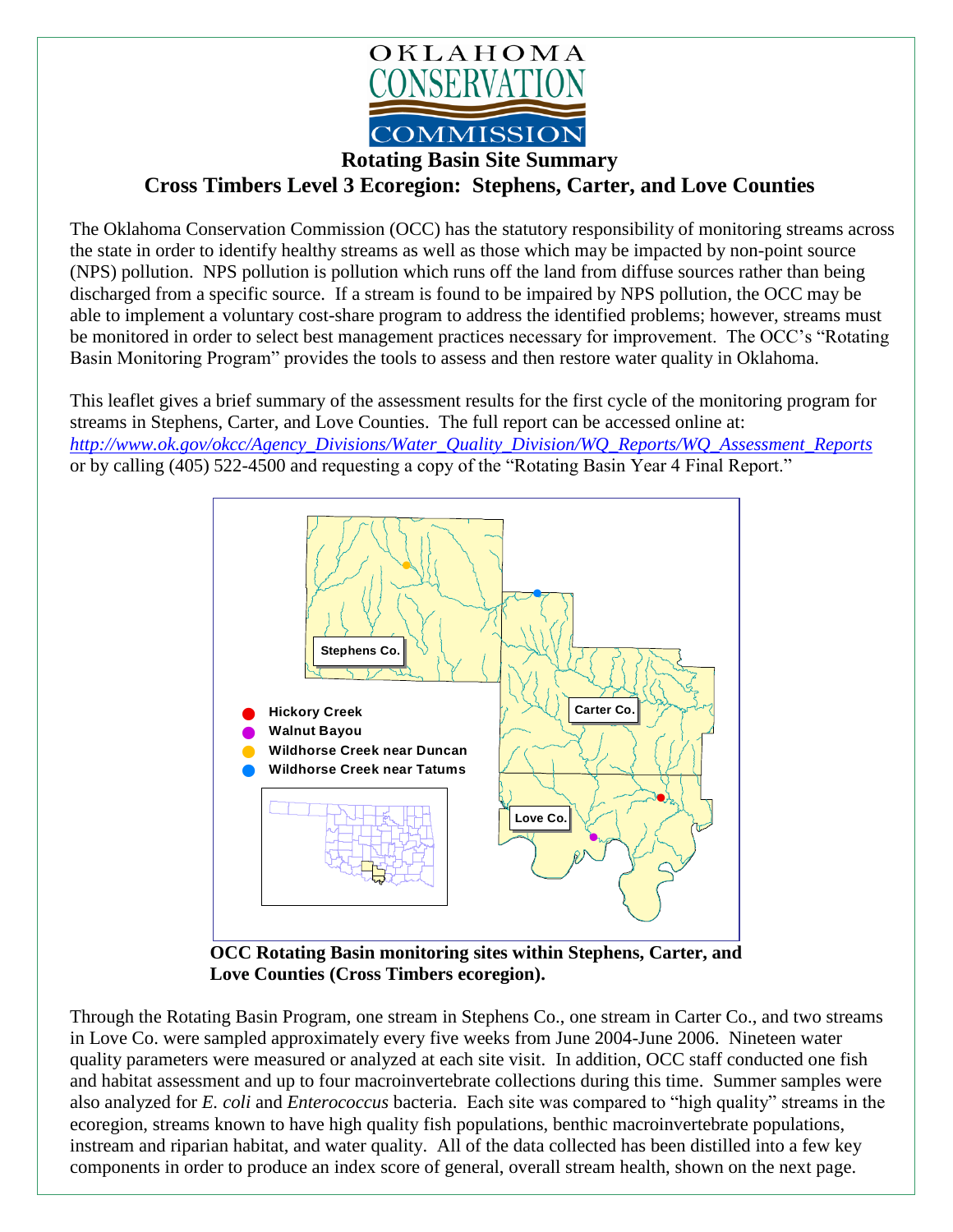OKLAHOMA CONSERVATION COMMISSION

# Rotating Basin Site Summary

## Cross Timbers Level 3 Ecoregion: Stephens, Carter, and Love Counties

The Oklahoma Conservation Commission (OCC) has the statutory responsibility of monitoring streams across the state in order to identify healthy streams as well as those which may be impacted by non-point source (NPS) pollution. NPS pollution is pollution which runs off the land from diffuse sources rather than being discharged from a specific source. If a stream is found to be impaired by NPS pollution, the OCC may be able to implement a voluntary cost-share program to address the identified problems; however, streams must be monitored in order to select best management practices necessary for improvement. The OCC's "Rotating Basin Monitoring Program" provides the tools to assess and then restore water quality in Oklahoma.

This leaflet gives a brief summary of the assessment results for the first cycle of the monitoring program for streams in Stephens, Carter, and Love Counties. The full report can be accessed online at: *http://www.ok.gov/okcc/Agency_Divisions/Water_Quality_Division/WQ_Reports/WQ_Assessment_Reports* or by calling (405) 522-4500 and requesting a copy of the "Rotating Basin Year 4 Final Report."

- Hickory Creek
- Walnut Bayou
- Wildhorse Creek near Duncan
- Wildhorse Creek near Tatums

Stephens Co. Carter Co. Love Co.

**OCC Rotating Basin monitoring sites within Stephens, Carter, and Love Counties (Cross Timbers ecoregion).**

Through the Rotating Basin Program, one stream in Stephens Co., one stream in Carter Co., and two streams in Love Co. were sampled approximately every five weeks from June 2004-June 2006. Nineteen water quality parameters were measured or analyzed at each site visit. In addition, OCC staff conducted one fish and habitat assessment and up to four macroinvertebrate collections during this time. Summer samples were also analyzed for *E. coli* and *Enterococcus* bacteria. Each site was compared to "high quality" streams in the ecoregion, streams known to have high quality fish populations, benthic macroinvertebrate populations, instream and riparian habitat, and water quality. All of the data collected has been distilled into a few key components in order to produce an index score of general, overall stream health, shown on the next page.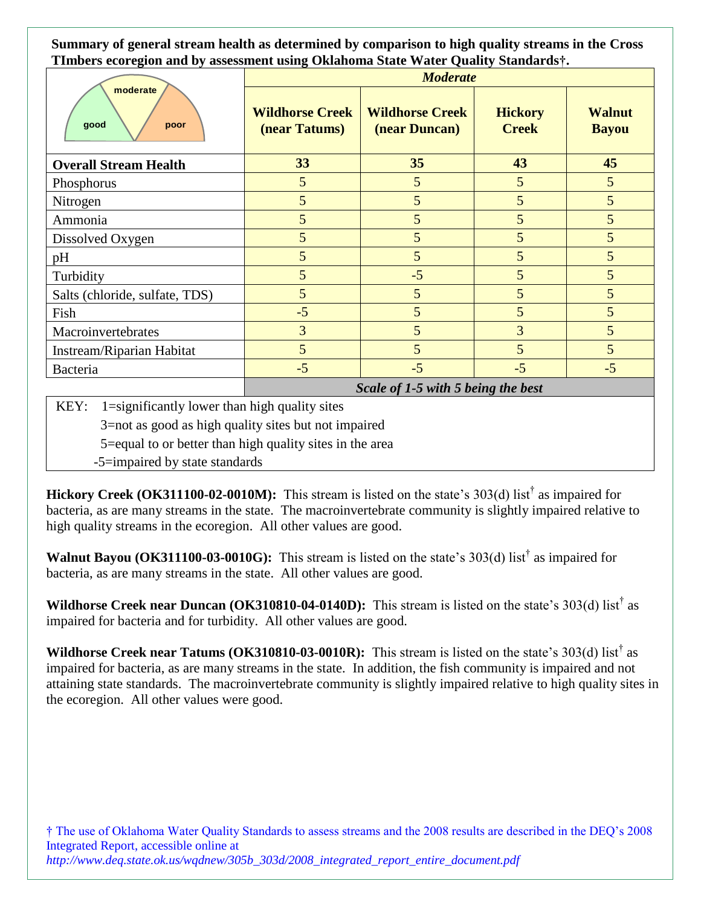**Summary of general stream health as determined by comparison to high quality streams in the Cross TImbers ecoregion and by assessment using Oklahoma State Water Quality Standards†.**

| | *Moderate* | | | |
|---|---|---|---|---|
| | **Wildhorse Creek (near Tatums)** | **Wildhorse Creek (near Duncan)** | **Hickory Creek** | **Walnut Bayou** |
| **Overall Stream Health** | **33** | **35** | **43** | **45** |
| Phosphorus | 5 | 5 | 5 | 5 |
| Nitrogen | 5 | 5 | 5 | 5 |
| Ammonia | 5 | 5 | 5 | 5 |
| Dissolved Oxygen | 5 | 5 | 5 | 5 |
| pH | 5 | 5 | 5 | 5 |
| Turbidity | 5 | -5 | 5 | 5 |
| Salts (chloride, sulfate, TDS) | 5 | 5 | 5 | 5 |
| Fish | -5 | 5 | 5 | 5 |
| Macroinvertebrates | 3 | 5 | 3 | 5 |
| Instream/Riparian Habitat | 5 | 5 | 5 | 5 |
| Bacteria | -5 | -5 | -5 | -5 |
| | ***Scale of 1-5 with 5 being the best*** | | | |

KEY:
- 1=significantly lower than high quality sites
- 3=not as good as high quality sites but not impaired
- 5=equal to or better than high quality sites in the area
- -5=impaired by state standards

**Hickory Creek (OK311100-02-0010M):** This stream is listed on the state's 303(d) list† as impaired for bacteria, as are many streams in the state. The macroinvertebrate community is slightly impaired relative to high quality streams in the ecoregion. All other values are good.

**Walnut Bayou (OK311100-03-0010G):** This stream is listed on the state's 303(d) list† as impaired for bacteria, as are many streams in the state. All other values are good.

**Wildhorse Creek near Duncan (OK310810-04-0140D):** This stream is listed on the state's 303(d) list† as impaired for bacteria and for turbidity. All other values are good.

**Wildhorse Creek near Tatums (OK310810-03-0010R):** This stream is listed on the state's 303(d) list† as impaired for bacteria, as are many streams in the state. In addition, the fish community is impaired and not attaining state standards. The macroinvertebrate community is slightly impaired relative to high quality sites in the ecoregion. All other values were good.

† The use of Oklahoma Water Quality Standards to assess streams and the 2008 results are described in the DEQ's 2008 Integrated Report, accessible online at *http://www.deq.state.ok.us/wqdnew/305b_303d/2008_integrated_report_entire_document.pdf*